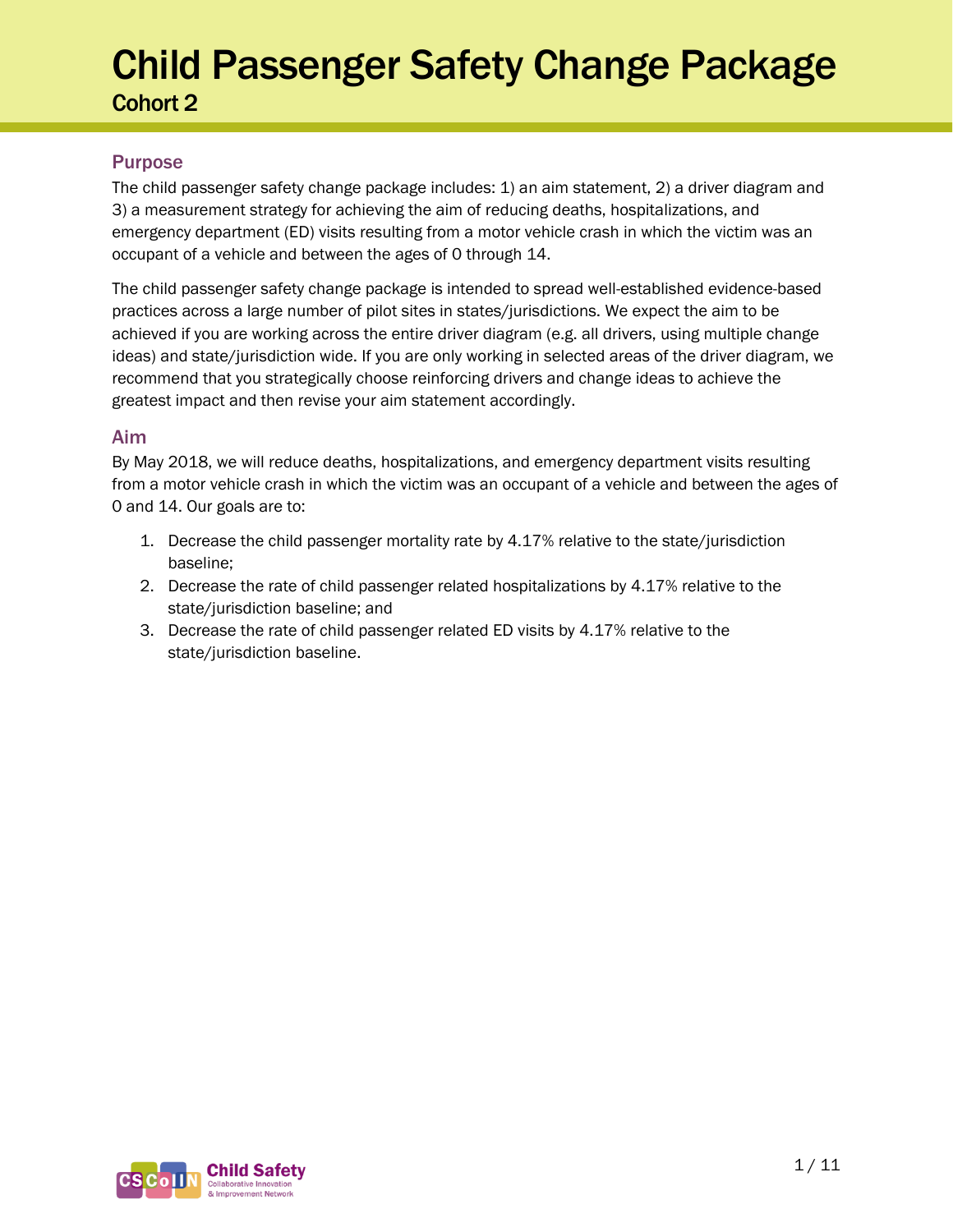# Child Passenger Safety Change Package

## Cohort 2

### Purpose

The child passenger safety change package includes: 1) an aim statement, 2) a driver diagram and 3) a measurement strategy for achieving the aim of reducing deaths, hospitalizations, and emergency department (ED) visits resulting from a motor vehicle crash in which the victim was an occupant of a vehicle and between the ages of 0 through 14.

The child passenger safety change package is intended to spread well-established evidence-based practices across a large number of pilot sites in states/jurisdictions. We expect the aim to be achieved if you are working across the entire driver diagram (e.g. all drivers, using multiple change ideas) and state/jurisdiction wide. If you are only working in selected areas of the driver diagram, we recommend that you strategically choose reinforcing drivers and change ideas to achieve the greatest impact and then revise your aim statement accordingly.

### Aim

By May 2018, we will reduce deaths, hospitalizations, and emergency department visits resulting from a motor vehicle crash in which the victim was an occupant of a vehicle and between the ages of 0 and 14. Our goals are to:

1. Decrease the child passenger mortality rate by 4.17% relative to the state/jurisdiction baseline;
2. Decrease the rate of child passenger related hospitalizations by 4.17% relative to the state/jurisdiction baseline; and
3. Decrease the rate of child passenger related ED visits by 4.17% relative to the state/jurisdiction baseline.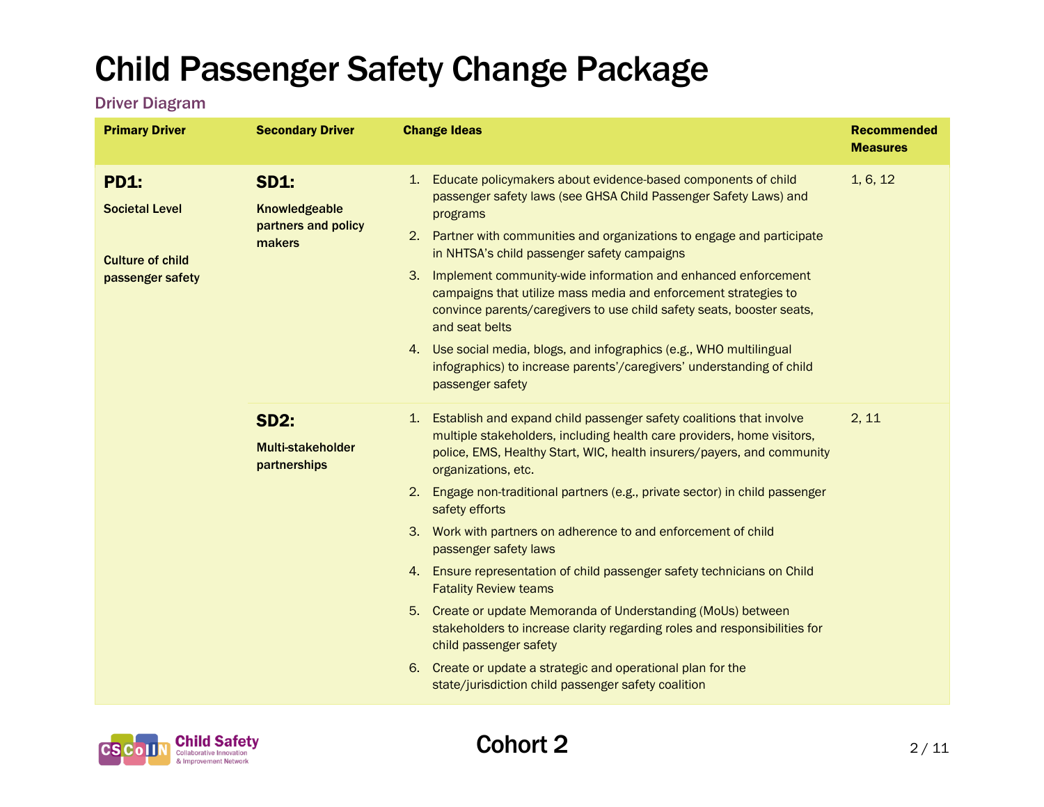# Child Passenger Safety Change Package

## Driver Diagram

| Primary Driver | Secondary Driver | Change Ideas | Recommended Measures |
|---|---|---|---|
| **PD1:** **Societal Level** **Culture of child passenger safety** | **SD1:** **Knowledgeable partners and policy makers** | 1. Educate policymakers about evidence-based components of child passenger safety laws (see GHSA Child Passenger Safety Laws) and programs<br>2. Partner with communities and organizations to engage and participate in NHTSA's child passenger safety campaigns<br>3. Implement community-wide information and enhanced enforcement campaigns that utilize mass media and enforcement strategies to convince parents/caregivers to use child safety seats, booster seats, and seat belts<br>4. Use social media, blogs, and infographics (e.g., WHO multilingual infographics) to increase parents'/caregivers' understanding of child passenger safety | 1, 6, 12 |
| | **SD2:** **Multi-stakeholder partnerships** | 1. Establish and expand child passenger safety coalitions that involve multiple stakeholders, including health care providers, home visitors, police, EMS, Healthy Start, WIC, health insurers/payers, and community organizations, etc.<br>2. Engage non-traditional partners (e.g., private sector) in child passenger safety efforts<br>3. Work with partners on adherence to and enforcement of child passenger safety laws<br>4. Ensure representation of child passenger safety technicians on Child Fatality Review teams<br>5. Create or update Memoranda of Understanding (MoUs) between stakeholders to increase clarity regarding roles and responsibilities for child passenger safety<br>6. Create or update a strategic and operational plan for the state/jurisdiction child passenger safety coalition | 2, 11 |

Cohort 2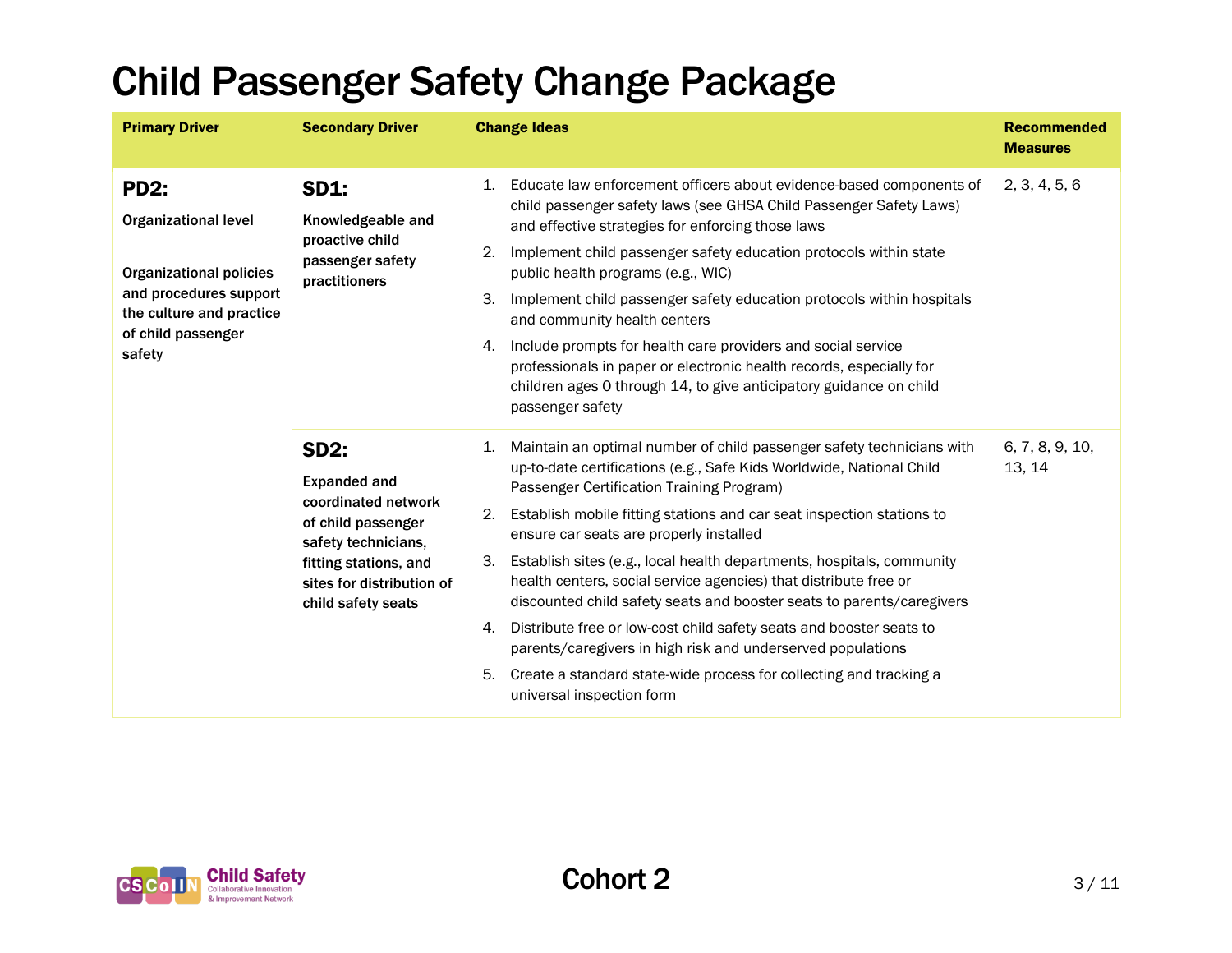# Child Passenger Safety Change Package

| Primary Driver | Secondary Driver | Change Ideas | Recommended Measures |
|---|---|---|---|
| **PD2:** **Organizational level** **Organizational policies and procedures support the culture and practice of child passenger safety** | **SD1:** **Knowledgeable and proactive child passenger safety practitioners** | 1. Educate law enforcement officers about evidence-based components of child passenger safety laws (see GHSA Child Passenger Safety Laws) and effective strategies for enforcing those laws<br>2. Implement child passenger safety education protocols within state public health programs (e.g., WIC)<br>3. Implement child passenger safety education protocols within hospitals and community health centers<br>4. Include prompts for health care providers and social service professionals in paper or electronic health records, especially for children ages 0 through 14, to give anticipatory guidance on child passenger safety | 2, 3, 4, 5, 6 |
| | **SD2:** **Expanded and coordinated network of child passenger safety technicians, fitting stations, and sites for distribution of child safety seats** | 1. Maintain an optimal number of child passenger safety technicians with up-to-date certifications (e.g., Safe Kids Worldwide, National Child Passenger Certification Training Program)<br>2. Establish mobile fitting stations and car seat inspection stations to ensure car seats are properly installed<br>3. Establish sites (e.g., local health departments, hospitals, community health centers, social service agencies) that distribute free or discounted child safety seats and booster seats to parents/caregivers<br>4. Distribute free or low-cost child safety seats and booster seats to parents/caregivers in high risk and underserved populations<br>5. Create a standard state-wide process for collecting and tracking a universal inspection form | 6, 7, 8, 9, 10, 13, 14 |

Cohort 2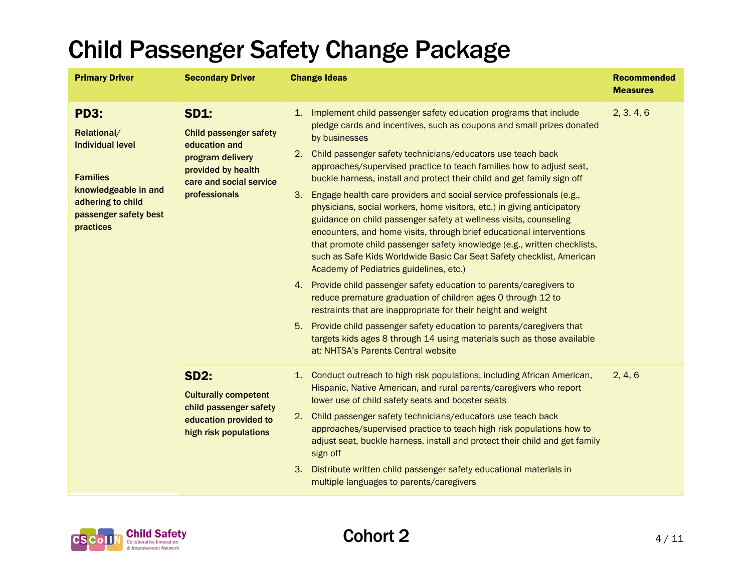# Child Passenger Safety Change Package

| Primary Driver | Secondary Driver | Change Ideas | Recommended Measures |
|---|---|---|---|
| **PD3:** **Relational/ Individual level** **Families knowledgeable in and adhering to child passenger safety best practices** | **SD1:** **Child passenger safety education and program delivery provided by health care and social service professionals** | 1. Implement child passenger safety education programs that include pledge cards and incentives, such as coupons and small prizes donated by businesses<br>2. Child passenger safety technicians/educators use teach back approaches/supervised practice to teach families how to adjust seat, buckle harness, install and protect their child and get family sign off<br>3. Engage health care providers and social service professionals (e.g., physicians, social workers, home visitors, etc.) in giving anticipatory guidance on child passenger safety at wellness visits, counseling encounters, and home visits, through brief educational interventions that promote child passenger safety knowledge (e.g., written checklists, such as Safe Kids Worldwide Basic Car Seat Safety checklist, American Academy of Pediatrics guidelines, etc.)<br>4. Provide child passenger safety education to parents/caregivers to reduce premature graduation of children ages 0 through 12 to restraints that are inappropriate for their height and weight<br>5. Provide child passenger safety education to parents/caregivers that targets kids ages 8 through 14 using materials such as those available at: NHTSA's Parents Central website | 2, 3, 4, 6 |
| | **SD2:** **Culturally competent child passenger safety education provided to high risk populations** | 1. Conduct outreach to high risk populations, including African American, Hispanic, Native American, and rural parents/caregivers who report lower use of child safety seats and booster seats<br>2. Child passenger safety technicians/educators use teach back approaches/supervised practice to teach high risk populations how to adjust seat, buckle harness, install and protect their child and get family sign off<br>3. Distribute written child passenger safety educational materials in multiple languages to parents/caregivers | 2, 4, 6 |

Cohort 2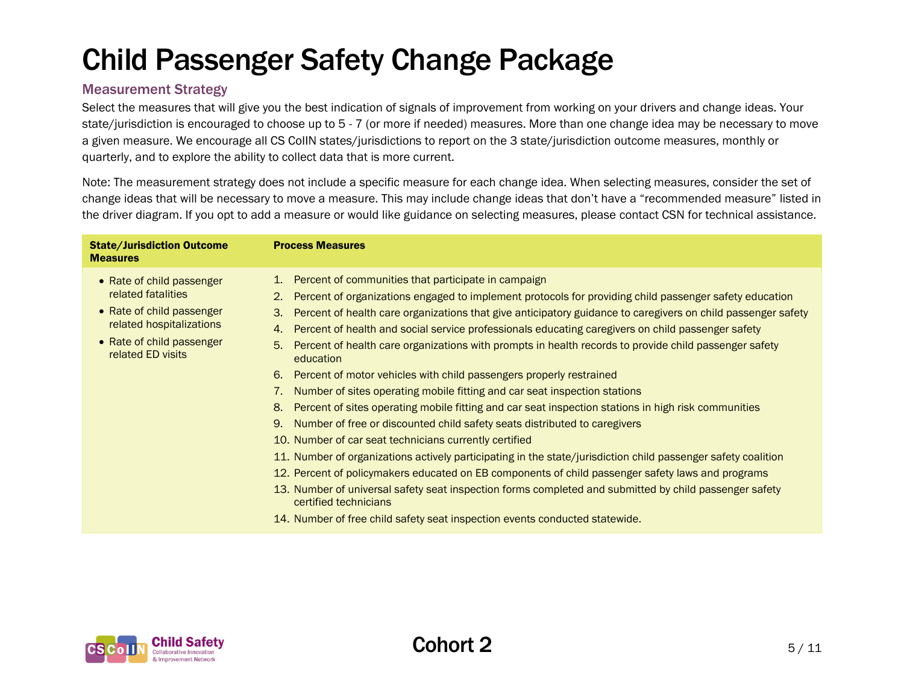# Child Passenger Safety Change Package

## Measurement Strategy

Select the measures that will give you the best indication of signals of improvement from working on your drivers and change ideas. Your state/jurisdiction is encouraged to choose up to 5 - 7 (or more if needed) measures. More than one change idea may be necessary to move a given measure. We encourage all CS CoIIN states/jurisdictions to report on the 3 state/jurisdiction outcome measures, monthly or quarterly, and to explore the ability to collect data that is more current.

Note: The measurement strategy does not include a specific measure for each change idea. When selecting measures, consider the set of change ideas that will be necessary to move a measure. This may include change ideas that don't have a "recommended measure" listed in the driver diagram. If you opt to add a measure or would like guidance on selecting measures, please contact CSN for technical assistance.

| State/Jurisdiction Outcome Measures | Process Measures |
|---|---|
| • Rate of child passenger related fatalities<br>• Rate of child passenger related hospitalizations<br>• Rate of child passenger related ED visits | 1. Percent of communities that participate in campaign<br>2. Percent of organizations engaged to implement protocols for providing child passenger safety education<br>3. Percent of health care organizations that give anticipatory guidance to caregivers on child passenger safety<br>4. Percent of health and social service professionals educating caregivers on child passenger safety<br>5. Percent of health care organizations with prompts in health records to provide child passenger safety education<br>6. Percent of motor vehicles with child passengers properly restrained<br>7. Number of sites operating mobile fitting and car seat inspection stations<br>8. Percent of sites operating mobile fitting and car seat inspection stations in high risk communities<br>9. Number of free or discounted child safety seats distributed to caregivers<br>10. Number of car seat technicians currently certified<br>11. Number of organizations actively participating in the state/jurisdiction child passenger safety coalition<br>12. Percent of policymakers educated on EB components of child passenger safety laws and programs<br>13. Number of universal safety seat inspection forms completed and submitted by child passenger safety certified technicians<br>14. Number of free child safety seat inspection events conducted statewide. |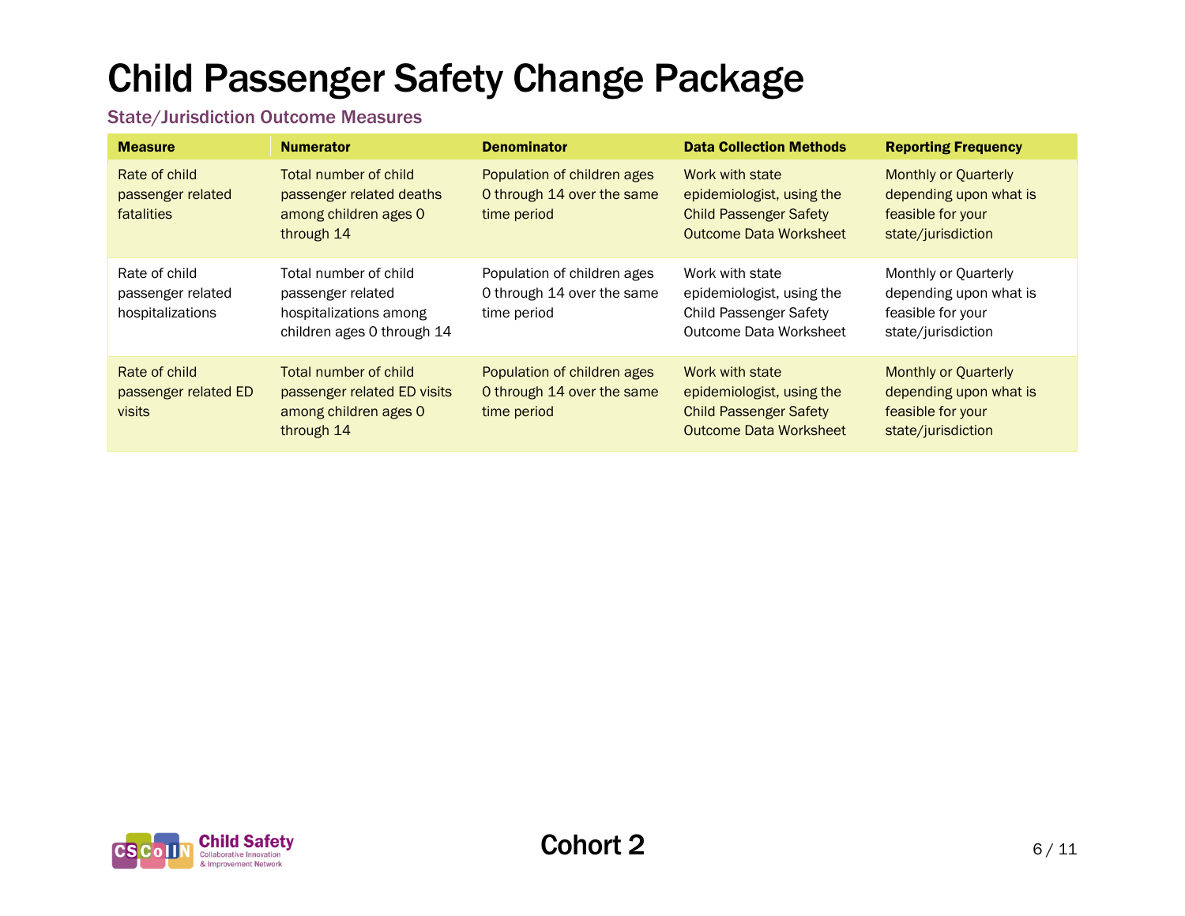# Child Passenger Safety Change Package

## State/Jurisdiction Outcome Measures

| Measure | Numerator | Denominator | Data Collection Methods | Reporting Frequency |
|---|---|---|---|---|
| Rate of child passenger related fatalities | Total number of child passenger related deaths among children ages 0 through 14 | Population of children ages 0 through 14 over the same time period | Work with state epidemiologist, using the Child Passenger Safety Outcome Data Worksheet | Monthly or Quarterly depending upon what is feasible for your state/jurisdiction |
| Rate of child passenger related hospitalizations | Total number of child passenger related hospitalizations among children ages 0 through 14 | Population of children ages 0 through 14 over the same time period | Work with state epidemiologist, using the Child Passenger Safety Outcome Data Worksheet | Monthly or Quarterly depending upon what is feasible for your state/jurisdiction |
| Rate of child passenger related ED visits | Total number of child passenger related ED visits among children ages 0 through 14 | Population of children ages 0 through 14 over the same time period | Work with state epidemiologist, using the Child Passenger Safety Outcome Data Worksheet | Monthly or Quarterly depending upon what is feasible for your state/jurisdiction |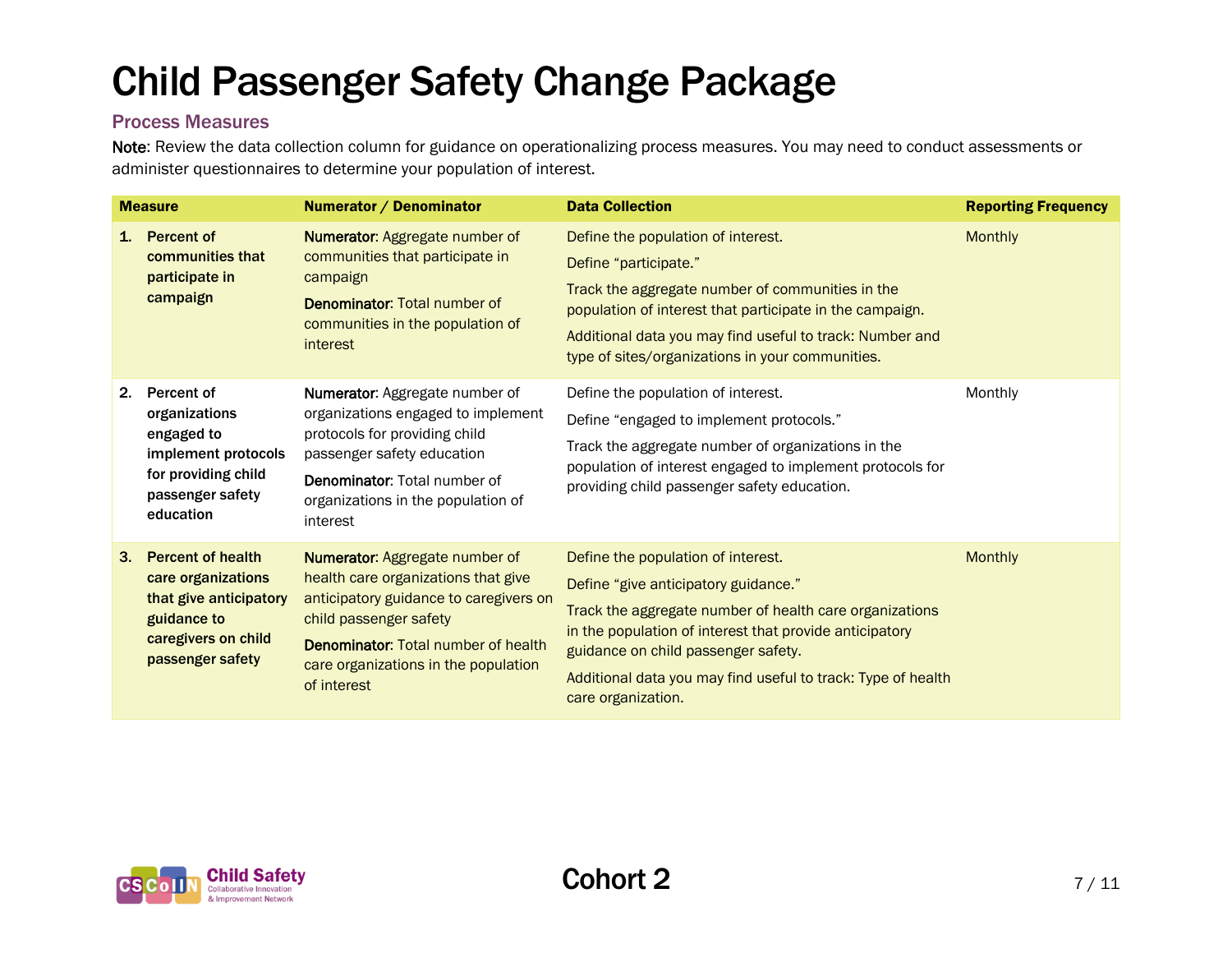# Child Passenger Safety Change Package

## Process Measures

**Note**: Review the data collection column for guidance on operationalizing process measures. You may need to conduct assessments or administer questionnaires to determine your population of interest.

| Measure | Numerator / Denominator | Data Collection | Reporting Frequency |
| --- | --- | --- | --- |
| **1. Percent of communities that participate in campaign** | **Numerator**: Aggregate number of communities that participate in campaign<br>**Denominator**: Total number of communities in the population of interest | Define the population of interest.<br>Define "participate."<br>Track the aggregate number of communities in the population of interest that participate in the campaign.<br>Additional data you may find useful to track: Number and type of sites/organizations in your communities. | Monthly |
| **2. Percent of organizations engaged to implement protocols for providing child passenger safety education** | **Numerator**: Aggregate number of organizations engaged to implement protocols for providing child passenger safety education<br>**Denominator**: Total number of organizations in the population of interest | Define the population of interest.<br>Define "engaged to implement protocols."<br>Track the aggregate number of organizations in the population of interest engaged to implement protocols for providing child passenger safety education. | Monthly |
| **3. Percent of health care organizations that give anticipatory guidance to caregivers on child passenger safety** | **Numerator**: Aggregate number of health care organizations that give anticipatory guidance to caregivers on child passenger safety<br>**Denominator**: Total number of health care organizations in the population of interest | Define the population of interest.<br>Define "give anticipatory guidance."<br>Track the aggregate number of health care organizations in the population of interest that provide anticipatory guidance on child passenger safety.<br>Additional data you may find useful to track: Type of health care organization. | Monthly |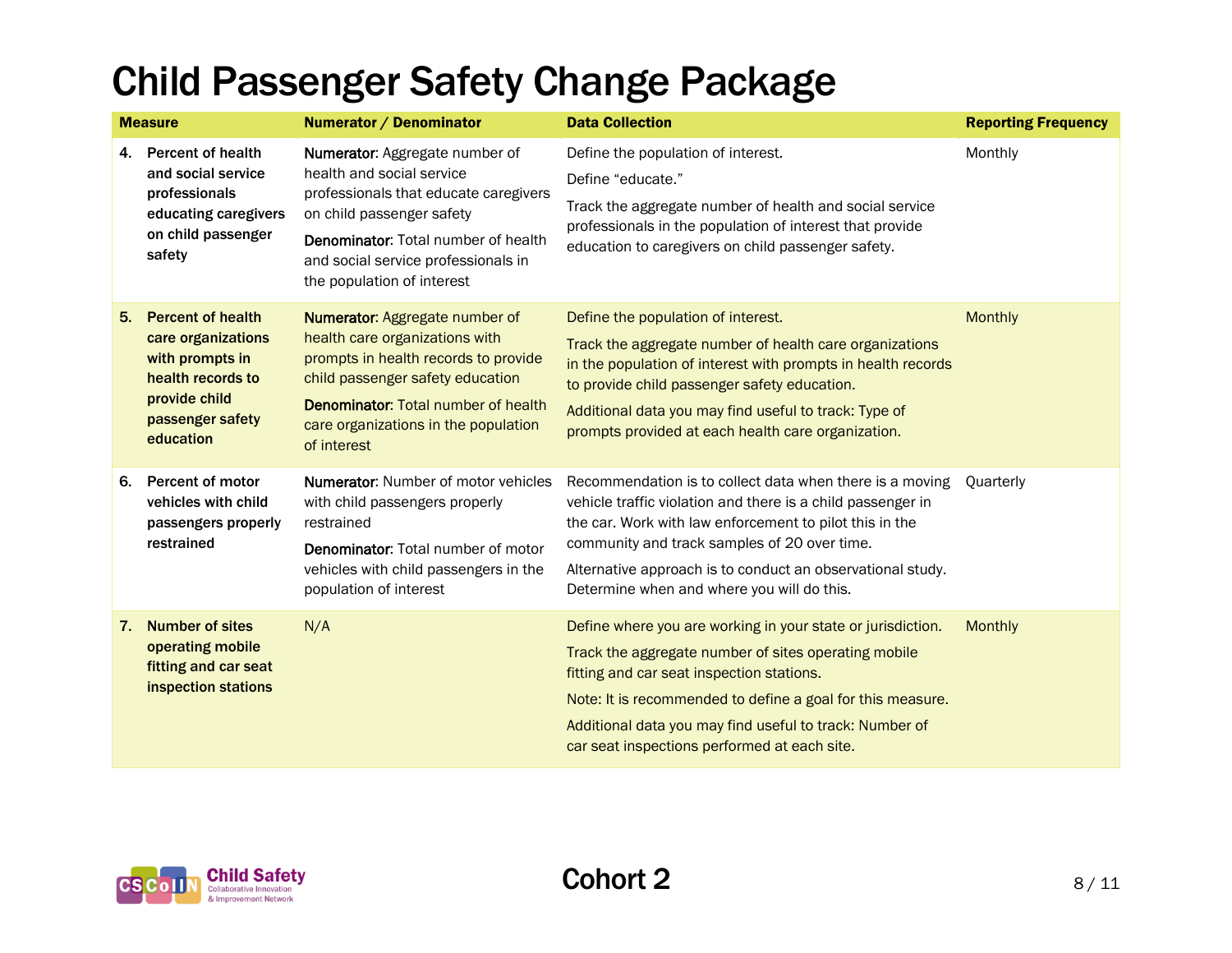# Child Passenger Safety Change Package

| Measure | Numerator / Denominator | Data Collection | Reporting Frequency |
|---|---|---|---|
| **4. Percent of health and social service professionals educating caregivers on child passenger safety** | Numerator: Aggregate number of health and social service professionals that educate caregivers on child passenger safety<br>Denominator: Total number of health and social service professionals in the population of interest | Define the population of interest.<br>Define "educate."<br>Track the aggregate number of health and social service professionals in the population of interest that provide education to caregivers on child passenger safety. | Monthly |
| **5. Percent of health care organizations with prompts in health records to provide child passenger safety education** | Numerator: Aggregate number of health care organizations with prompts in health records to provide child passenger safety education<br>Denominator: Total number of health care organizations in the population of interest | Define the population of interest.<br>Track the aggregate number of health care organizations in the population of interest with prompts in health records to provide child passenger safety education.<br>Additional data you may find useful to track: Type of prompts provided at each health care organization. | Monthly |
| **6. Percent of motor vehicles with child passengers properly restrained** | Numerator: Number of motor vehicles with child passengers properly restrained<br>Denominator: Total number of motor vehicles with child passengers in the population of interest | Recommendation is to collect data when there is a moving vehicle traffic violation and there is a child passenger in the car. Work with law enforcement to pilot this in the community and track samples of 20 over time.<br>Alternative approach is to conduct an observational study. Determine when and where you will do this. | Quarterly |
| **7. Number of sites operating mobile fitting and car seat inspection stations** | N/A | Define where you are working in your state or jurisdiction.<br>Track the aggregate number of sites operating mobile fitting and car seat inspection stations.<br>Note: It is recommended to define a goal for this measure.<br>Additional data you may find useful to track: Number of car seat inspections performed at each site. | Monthly |

Cohort 2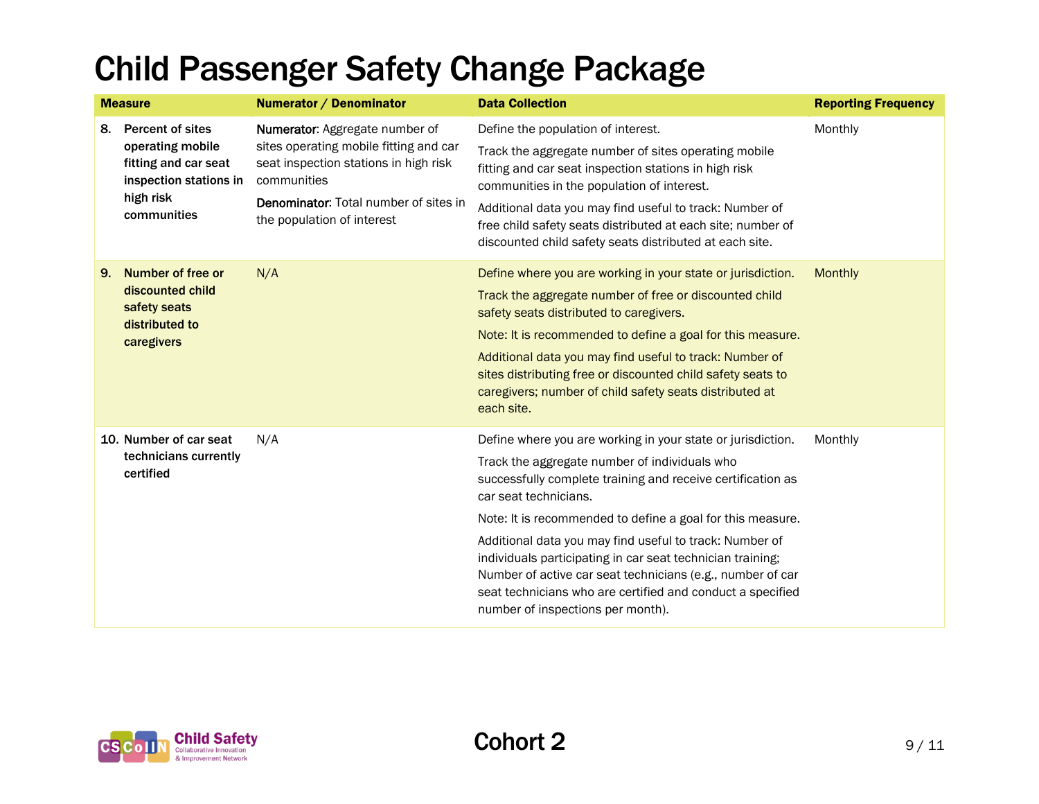# Child Passenger Safety Change Package

| Measure | Numerator / Denominator | Data Collection | Reporting Frequency |
| --- | --- | --- | --- |
| **8. Percent of sites operating mobile fitting and car seat inspection stations in high risk communities** | **Numerator**: Aggregate number of sites operating mobile fitting and car seat inspection stations in high risk communities<br><br>**Denominator**: Total number of sites in the population of interest | Define the population of interest.<br><br>Track the aggregate number of sites operating mobile fitting and car seat inspection stations in high risk communities in the population of interest.<br><br>Additional data you may find useful to track: Number of free child safety seats distributed at each site; number of discounted child safety seats distributed at each site. | Monthly |
| **9. Number of free or discounted child safety seats distributed to caregivers** | N/A | Define where you are working in your state or jurisdiction.<br><br>Track the aggregate number of free or discounted child safety seats distributed to caregivers.<br><br>Note: It is recommended to define a goal for this measure.<br><br>Additional data you may find useful to track: Number of sites distributing free or discounted child safety seats to caregivers; number of child safety seats distributed at each site. | Monthly |
| **10. Number of car seat technicians currently certified** | N/A | Define where you are working in your state or jurisdiction.<br><br>Track the aggregate number of individuals who successfully complete training and receive certification as car seat technicians.<br><br>Note: It is recommended to define a goal for this measure.<br><br>Additional data you may find useful to track: Number of individuals participating in car seat technician training; Number of active car seat technicians (e.g., number of car seat technicians who are certified and conduct a specified number of inspections per month). | Monthly |

Cohort 2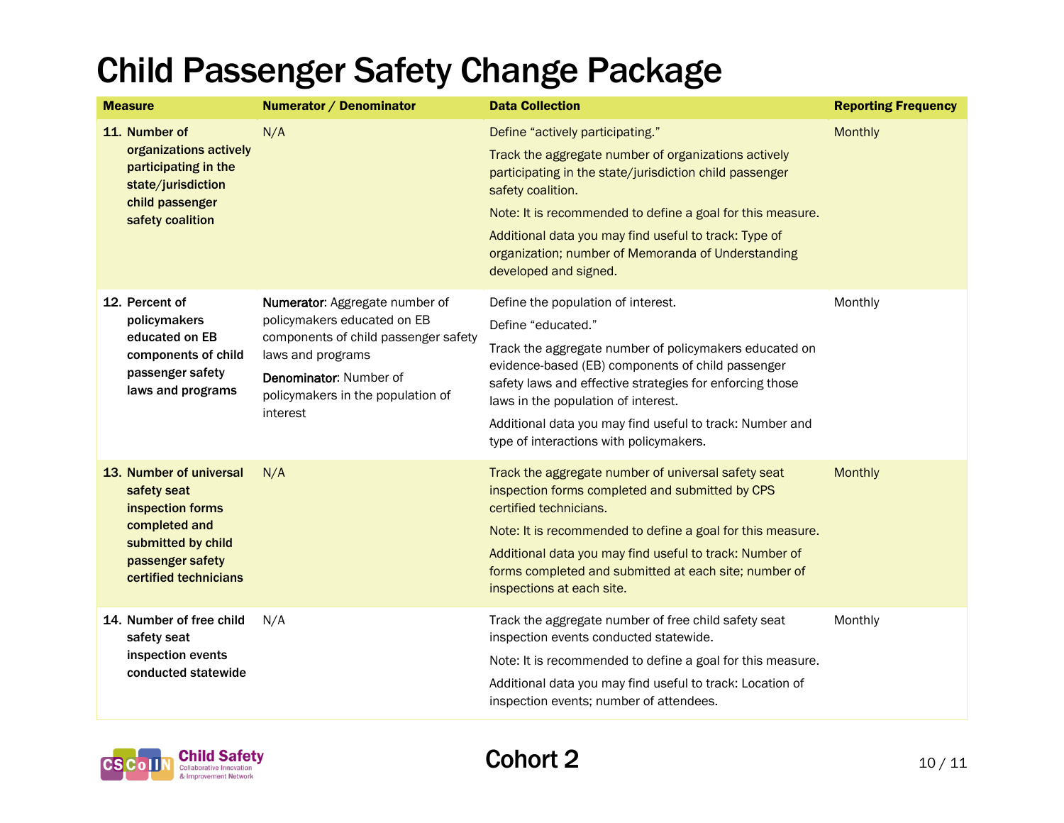# Child Passenger Safety Change Package

| Measure | Numerator / Denominator | Data Collection | Reporting Frequency |
|---|---|---|---|
| **11. Number of organizations actively participating in the state/jurisdiction child passenger safety coalition** | N/A | Define "actively participating." Track the aggregate number of organizations actively participating in the state/jurisdiction child passenger safety coalition. Note: It is recommended to define a goal for this measure. Additional data you may find useful to track: Type of organization; number of Memoranda of Understanding developed and signed. | Monthly |
| **12. Percent of policymakers educated on EB components of child passenger safety laws and programs** | Numerator: Aggregate number of policymakers educated on EB components of child passenger safety laws and programs. Denominator: Number of policymakers in the population of interest | Define the population of interest. Define "educated." Track the aggregate number of policymakers educated on evidence-based (EB) components of child passenger safety laws and effective strategies for enforcing those laws in the population of interest. Additional data you may find useful to track: Number and type of interactions with policymakers. | Monthly |
| **13. Number of universal safety seat inspection forms completed and submitted by child passenger safety certified technicians** | N/A | Track the aggregate number of universal safety seat inspection forms completed and submitted by CPS certified technicians. Note: It is recommended to define a goal for this measure. Additional data you may find useful to track: Number of forms completed and submitted at each site; number of inspections at each site. | Monthly |
| **14. Number of free child safety seat inspection events conducted statewide** | N/A | Track the aggregate number of free child safety seat inspection events conducted statewide. Note: It is recommended to define a goal for this measure. Additional data you may find useful to track: Location of inspection events; number of attendees. | Monthly |

Cohort 2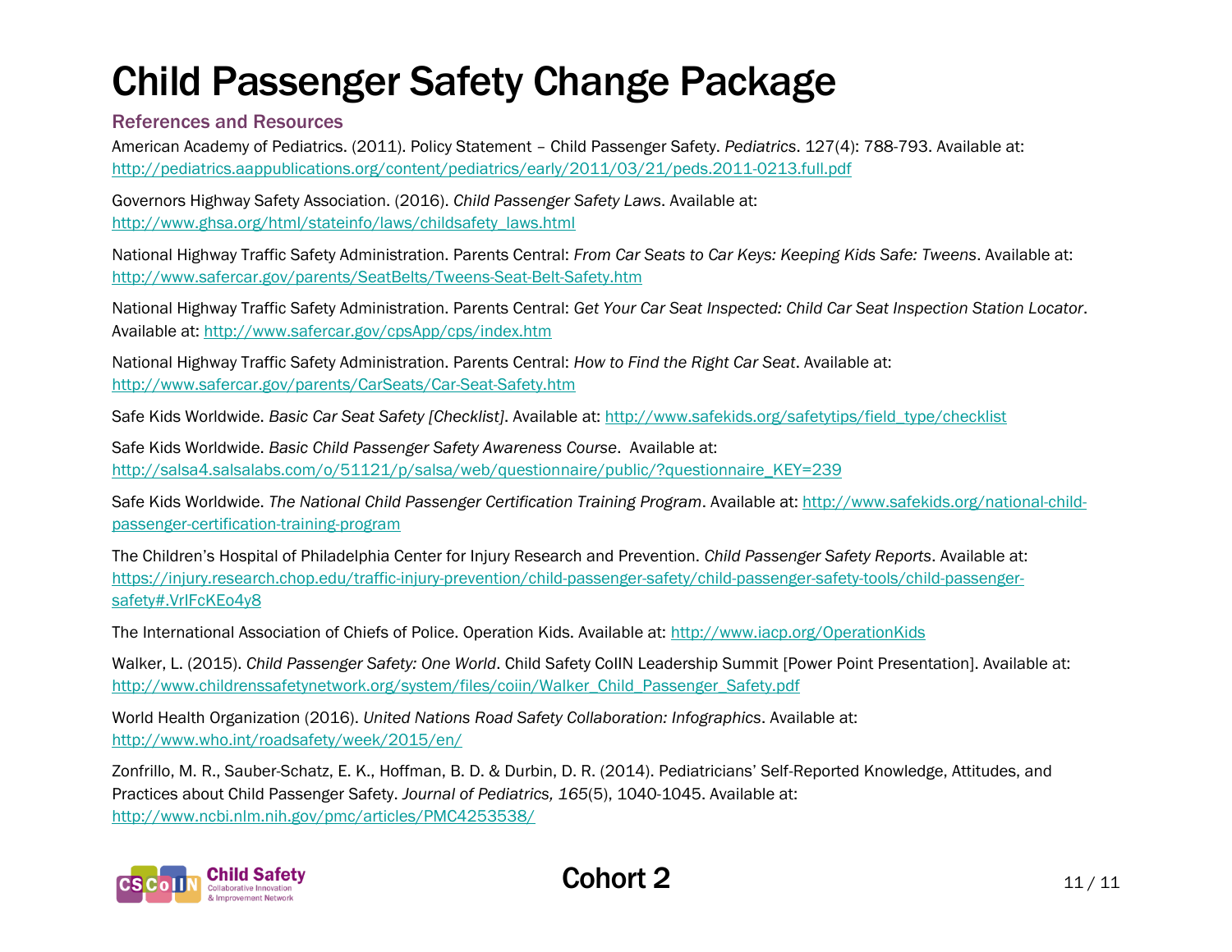# Child Passenger Safety Change Package

## References and Resources

American Academy of Pediatrics. (2011). Policy Statement – Child Passenger Safety. *Pediatrics*. 127(4): 788-793. Available at: http://pediatrics.aappublications.org/content/pediatrics/early/2011/03/21/peds.2011-0213.full.pdf

Governors Highway Safety Association. (2016). *Child Passenger Safety Laws*. Available at: http://www.ghsa.org/html/stateinfo/laws/childsafety_laws.html

National Highway Traffic Safety Administration. Parents Central: *From Car Seats to Car Keys: Keeping Kids Safe: Tweens*. Available at: http://www.safercar.gov/parents/SeatBelts/Tweens-Seat-Belt-Safety.htm

National Highway Traffic Safety Administration. Parents Central: *Get Your Car Seat Inspected: Child Car Seat Inspection Station Locator*. Available at: http://www.safercar.gov/cpsApp/cps/index.htm

National Highway Traffic Safety Administration. Parents Central: *How to Find the Right Car Seat*. Available at: http://www.safercar.gov/parents/CarSeats/Car-Seat-Safety.htm

Safe Kids Worldwide. *Basic Car Seat Safety [Checklist]*. Available at: http://www.safekids.org/safetytips/field_type/checklist

Safe Kids Worldwide. *Basic Child Passenger Safety Awareness Course*. Available at: http://salsa4.salsalabs.com/o/51121/p/salsa/web/questionnaire/public/?questionnaire_KEY=239

Safe Kids Worldwide. *The National Child Passenger Certification Training Program*. Available at: http://www.safekids.org/national-child-passenger-certification-training-program

The Children's Hospital of Philadelphia Center for Injury Research and Prevention. *Child Passenger Safety Reports*. Available at: https://injury.research.chop.edu/traffic-injury-prevention/child-passenger-safety/child-passenger-safety-tools/child-passenger-safety#.VrIFcKEo4y8

The International Association of Chiefs of Police. Operation Kids. Available at: http://www.iacp.org/OperationKids

Walker, L. (2015). *Child Passenger Safety: One World*. Child Safety CoIIN Leadership Summit [Power Point Presentation]. Available at: http://www.childrenssafetynetwork.org/system/files/coiin/Walker_Child_Passenger_Safety.pdf

World Health Organization (2016). *United Nations Road Safety Collaboration: Infographics*. Available at: http://www.who.int/roadsafety/week/2015/en/

Zonfrillo, M. R., Sauber-Schatz, E. K., Hoffman, B. D. & Durbin, D. R. (2014). Pediatricians' Self-Reported Knowledge, Attitudes, and Practices about Child Passenger Safety. *Journal of Pediatrics, 165*(5), 1040-1045. Available at: http://www.ncbi.nlm.nih.gov/pmc/articles/PMC4253538/

Cohort 2